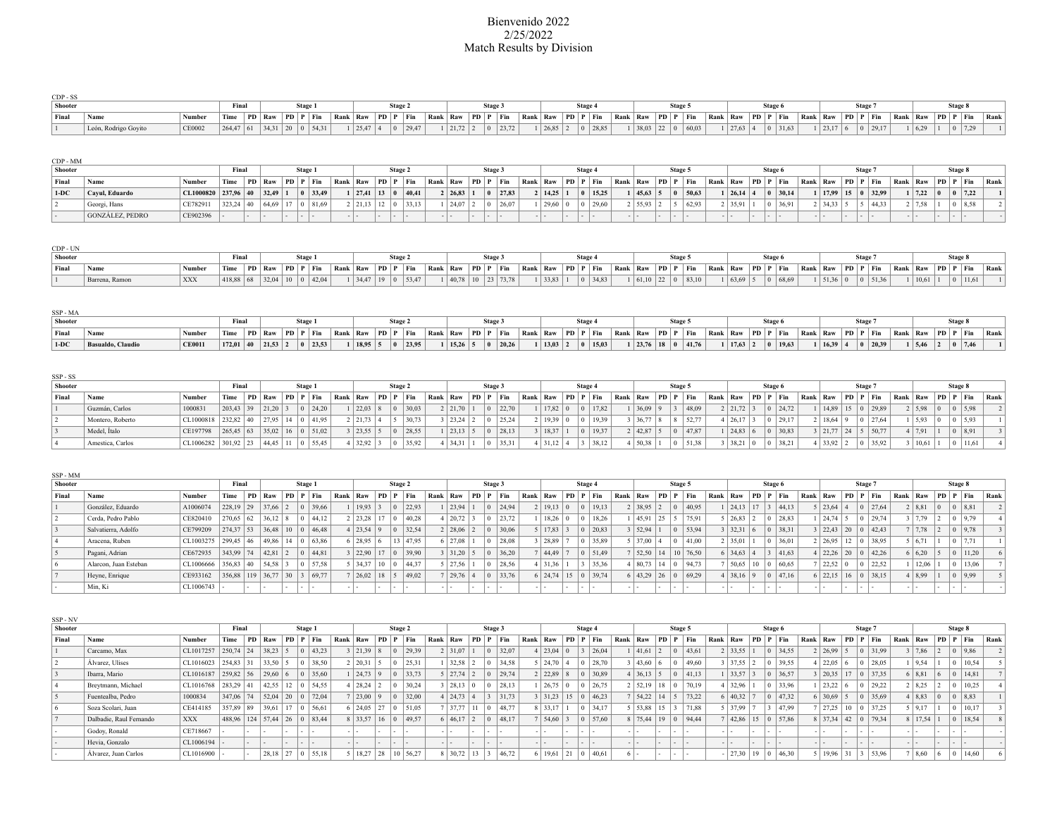# Bienvenido 2022
## 2/25/2022
## Match Results by Division

CDP - SS

| Shooter | | | Final | | Stage 1 | | | | | Stage 2 | | | | | Stage 3 | | | | | Stage 4 | | | | | Stage 5 | | | | | Stage 6 | | | | | Stage 7 | | | | | Stage 8 | | | | |
|---|---|---|---|---|---|---|---|---|---|---|---|---|---|---|---|---|---|---|---|---|---|---|---|---|---|---|---|---|---|---|---|---|---|---|---|---|---|---|---|---|---|---|---|---|
| Final | Name | Number | Time | PD | Raw | PD | P | Fin | Rank | Raw | PD | P | Fin | Rank | Raw | PD | P | Fin | Rank | Raw | PD | P | Fin | Rank | Raw | PD | P | Fin | Rank | Raw | PD | P | Fin | Rank | Raw | PD | P | Fin | Rank | Raw | PD | P | Fin | Rank |
| 1 | León, Rodrigo Goyito | CE0002 | 264,47 | 61 | 34,31 | 20 | 0 | 54,31 | 1 | 25,47 | 4 | 0 | 29,47 | 1 | 21,72 | 2 | 0 | 23,72 | 1 | 26,85 | 2 | 0 | 28,85 | 1 | 38,03 | 22 | 0 | 60,03 | 1 | 27,63 | 4 | 0 | 31,63 | 1 | 23,17 | 6 | 0 | 29,17 | 1 | 6,29 | 1 | 0 | 7,29 | 1 |

CDP - MM

| Shooter | | | Final | | Stage 1 | | | | | Stage 2 | | | | | Stage 3 | | | | | Stage 4 | | | | | Stage 5 | | | | | Stage 6 | | | | | Stage 7 | | | | | Stage 8 | | | | |
|---|---|---|---|---|---|---|---|---|---|---|---|---|---|---|---|---|---|---|---|---|---|---|---|---|---|---|---|---|---|---|---|---|---|---|---|---|---|---|---|---|---|---|---|---|
| Final | Name | Number | Time | PD | Raw | PD | P | Fin | Rank | Raw | PD | P | Fin | Rank | Raw | PD | P | Fin | Rank | Raw | PD | P | Fin | Rank | Raw | PD | P | Fin | Rank | Raw | PD | P | Fin | Rank | Raw | PD | P | Fin | Rank | Raw | PD | P | Fin | Rank |
| **1-DC** | **Cayul, Eduardo** | **CL1000820** | **237,96** | **40** | **32,49** | **1** | **0** | **33,49** | **1** | **27,41** | **13** | **0** | **40,41** | **2** | **26,83** | **1** | **0** | **27,83** | **2** | **14,25** | **1** | **0** | **15,25** | **1** | **45,63** | **5** | **0** | **50,63** | **1** | **26,14** | **4** | **0** | **30,14** | **1** | **17,99** | **15** | **0** | **32,99** | **1** | **7,22** | **0** | **0** | **7,22** | **1** |
| 2 | Georgi, Hans | CE782911 | 323,24 | 40 | 64,69 | 17 | 0 | 81,69 | 2 | 21,13 | 12 | 0 | 33,13 | 1 | 24,07 | 2 | 0 | 26,07 | 1 | 29,60 | 0 | 0 | 29,60 | 2 | 55,93 | 2 | 5 | 62,93 | 2 | 35,91 | 1 | 0 | 36,91 | 2 | 34,33 | 5 | 5 | 44,33 | 2 | 7,58 | 1 | 0 | 8,58 | 2 |
| - | GONZÁLEZ, PEDRO | CE902396 | - | - | - | - | - | - | - | - | - | - | - | - | - | - | - | - | - | - | - | - | - | - | - | - | - | - | - | - | - | - | - | - | - | - | - | - | - | - | - | - | - | - |

CDP - UN

| Shooter | | | Final | | Stage 1 | | | | | Stage 2 | | | | | Stage 3 | | | | | Stage 4 | | | | | Stage 5 | | | | | Stage 6 | | | | | Stage 7 | | | | | Stage 8 | | | | |
|---|---|---|---|---|---|---|---|---|---|---|---|---|---|---|---|---|---|---|---|---|---|---|---|---|---|---|---|---|---|---|---|---|---|---|---|---|---|---|---|---|---|---|---|---|
| Final | Name | Number | Time | PD | Raw | PD | P | Fin | Rank | Raw | PD | P | Fin | Rank | Raw | PD | P | Fin | Rank | Raw | PD | P | Fin | Rank | Raw | PD | P | Fin | Rank | Raw | PD | P | Fin | Rank | Raw | PD | P | Fin | Rank | Raw | PD | P | Fin | Rank |
| 1 | Barrena, Ramon | XXX | 418,88 | 68 | 32,04 | 10 | 0 | 42,04 | 1 | 34,47 | 19 | 0 | 53,47 | 1 | 40,78 | 10 | 23 | 73,78 | 1 | 33,83 | 1 | 0 | 34,83 | 1 | 61,10 | 22 | 0 | 83,10 | 1 | 63,69 | 5 | 0 | 68,69 | 1 | 51,36 | 0 | 0 | 51,36 | 1 | 10,61 | 1 | 0 | 11,61 | 1 |

SSP - MA

| Shooter | | | Final | | Stage 1 | | | | | Stage 2 | | | | | Stage 3 | | | | | Stage 4 | | | | | Stage 5 | | | | | Stage 6 | | | | | Stage 7 | | | | | Stage 8 | | | | |
|---|---|---|---|---|---|---|---|---|---|---|---|---|---|---|---|---|---|---|---|---|---|---|---|---|---|---|---|---|---|---|---|---|---|---|---|---|---|---|---|---|---|---|---|---|
| Final | Name | Number | Time | PD | Raw | PD | P | Fin | Rank | Raw | PD | P | Fin | Rank | Raw | PD | P | Fin | Rank | Raw | PD | P | Fin | Rank | Raw | PD | P | Fin | Rank | Raw | PD | P | Fin | Rank | Raw | PD | P | Fin | Rank | Raw | PD | P | Fin | Rank |
| **1-DC** | **Basualdo, Claudio** | **CE0011** | **172,01** | **40** | **21,53** | **2** | **0** | **23,53** | **1** | **18,95** | **5** | **0** | **23,95** | **1** | **15,26** | **5** | **0** | **20,26** | **1** | **13,03** | **2** | **0** | **15,03** | **1** | **23,76** | **18** | **0** | **41,76** | **1** | **17,63** | **2** | **0** | **19,63** | **1** | **16,39** | **4** | **0** | **20,39** | **1** | **5,46** | **2** | **0** | **7,46** | **1** |

SSP - SS

| Shooter | | | Final | | Stage 1 | | | | | Stage 2 | | | | | Stage 3 | | | | | Stage 4 | | | | | Stage 5 | | | | | Stage 6 | | | | | Stage 7 | | | | | Stage 8 | | | | |
|---|---|---|---|---|---|---|---|---|---|---|---|---|---|---|---|---|---|---|---|---|---|---|---|---|---|---|---|---|---|---|---|---|---|---|---|---|---|---|---|---|---|---|---|---|
| Final | Name | Number | Time | PD | Raw | PD | P | Fin | Rank | Raw | PD | P | Fin | Rank | Raw | PD | P | Fin | Rank | Raw | PD | P | Fin | Rank | Raw | PD | P | Fin | Rank | Raw | PD | P | Fin | Rank | Raw | PD | P | Fin | Rank | Raw | PD | P | Fin | Rank |
| 1 | Guzmán, Carlos | 1000831 | 203,43 | 39 | 21,20 | 3 | 0 | 24,20 | 1 | 22,03 | 8 | 0 | 30,03 | 2 | 21,70 | 1 | 0 | 22,70 | 1 | 17,82 | 0 | 0 | 17,82 | 1 | 36,09 | 9 | 3 | 48,09 | 2 | 21,72 | 3 | 0 | 24,72 | 1 | 14,89 | 15 | 0 | 29,89 | 2 | 5,98 | 0 | 0 | 5,98 | 2 |
| 2 | Montero, Roberto | CL1000818 | 232,82 | 40 | 27,95 | 14 | 0 | 41,95 | 2 | 21,73 | 4 | 5 | 30,73 | 3 | 23,24 | 2 | 0 | 25,24 | 2 | 19,39 | 0 | 0 | 19,39 | 3 | 36,77 | 8 | 8 | 52,77 | 4 | 26,17 | 3 | 0 | 29,17 | 2 | 18,64 | 9 | 0 | 27,64 | 1 | 5,93 | 0 | 0 | 5,93 | 1 |
| 3 | Medel, Ítalo | CE197798 | 265,45 | 63 | 35,02 | 16 | 0 | 51,02 | 3 | 23,55 | 5 | 0 | 28,55 | 1 | 23,13 | 5 | 0 | 28,13 | 3 | 18,37 | 1 | 0 | 19,37 | 2 | 42,87 | 5 | 0 | 47,87 | 1 | 24,83 | 6 | 0 | 30,83 | 3 | 21,77 | 24 | 5 | 50,77 | 4 | 7,91 | 1 | 0 | 8,91 | 3 |
| 4 | Amestica, Carlos | CL1006282 | 301,92 | 23 | 44,45 | 11 | 0 | 55,45 | 4 | 32,92 | 3 | 0 | 35,92 | 4 | 34,31 | 1 | 0 | 35,31 | 4 | 31,12 | 4 | 3 | 38,12 | 4 | 50,38 | 1 | 0 | 51,38 | 3 | 38,21 | 0 | 0 | 38,21 | 4 | 33,92 | 2 | 0 | 35,92 | 3 | 10,61 | 1 | 0 | 11,61 | 4 |

SSP - MM

| Shooter | | | Final | | Stage 1 | | | | | Stage 2 | | | | | Stage 3 | | | | | Stage 4 | | | | | Stage 5 | | | | | Stage 6 | | | | | Stage 7 | | | | | Stage 8 | | | | |
|---|---|---|---|---|---|---|---|---|---|---|---|---|---|---|---|---|---|---|---|---|---|---|---|---|---|---|---|---|---|---|---|---|---|---|---|---|---|---|---|---|---|---|---|---|
| Final | Name | Number | Time | PD | Raw | PD | P | Fin | Rank | Raw | PD | P | Fin | Rank | Raw | PD | P | Fin | Rank | Raw | PD | P | Fin | Rank | Raw | PD | P | Fin | Rank | Raw | PD | P | Fin | Rank | Raw | PD | P | Fin | Rank | Raw | PD | P | Fin | Rank |
| 1 | González, Eduardo | A1006074 | 228,19 | 29 | 37,66 | 2 | 0 | 39,66 | 1 | 19,93 | 3 | 0 | 22,93 | 1 | 23,94 | 1 | 0 | 24,94 | 2 | 19,13 | 0 | 0 | 19,13 | 2 | 38,95 | 2 | 0 | 40,95 | 1 | 24,13 | 17 | 3 | 44,13 | 5 | 23,64 | 4 | 0 | 27,64 | 2 | 8,81 | 0 | 0 | 8,81 | 2 |
| 2 | Cerda, Pedro Pablo | CE820410 | 270,65 | 62 | 36,12 | 8 | 0 | 44,12 | 2 | 23,28 | 17 | 0 | 40,28 | 4 | 20,72 | 3 | 0 | 23,72 | 1 | 18,26 | 0 | 0 | 18,26 | 1 | 45,91 | 25 | 5 | 75,91 | 5 | 26,83 | 2 | 0 | 28,83 | 1 | 24,74 | 5 | 0 | 29,74 | 3 | 7,79 | 2 | 0 | 9,79 | 4 |
| 3 | Salvatierra, Adolfo | CE799209 | 274,37 | 53 | 36,48 | 10 | 0 | 46,48 | 4 | 23,54 | 9 | 0 | 32,54 | 2 | 28,06 | 2 | 0 | 30,06 | 5 | 17,83 | 3 | 0 | 20,83 | 3 | 52,94 | 1 | 0 | 53,94 | 3 | 32,31 | 6 | 0 | 38,31 | 3 | 22,43 | 20 | 0 | 42,43 | 7 | 7,78 | 2 | 0 | 9,78 | 3 |
| 4 | Aracena, Ruben | CL1003275 | 299,45 | 46 | 49,86 | 14 | 0 | 63,86 | 6 | 28,95 | 6 | 13 | 47,95 | 6 | 27,08 | 1 | 0 | 28,08 | 3 | 28,89 | 7 | 0 | 35,89 | 5 | 37,00 | 4 | 0 | 41,00 | 2 | 35,01 | 1 | 0 | 36,01 | 2 | 26,95 | 12 | 0 | 38,95 | 5 | 6,71 | 1 | 0 | 7,71 | 1 |
| 5 | Pagani, Adrian | CE672935 | 343,99 | 74 | 42,81 | 2 | 0 | 44,81 | 3 | 22,90 | 17 | 0 | 39,90 | 3 | 31,20 | 5 | 0 | 36,20 | 7 | 44,49 | 7 | 0 | 51,49 | 7 | 52,50 | 14 | 10 | 76,50 | 6 | 34,63 | 4 | 3 | 41,63 | 4 | 22,26 | 20 | 0 | 42,26 | 6 | 6,20 | 5 | 0 | 11,20 | 6 |
| 6 | Alarcon, Juan Esteban | CL1006666 | 356,83 | 40 | 54,58 | 3 | 0 | 57,58 | 5 | 34,37 | 10 | 0 | 44,37 | 5 | 27,56 | 1 | 0 | 28,56 | 4 | 31,36 | 1 | 3 | 35,36 | 4 | 80,73 | 14 | 0 | 94,73 | 7 | 50,65 | 10 | 0 | 60,65 | 7 | 22,52 | 0 | 0 | 22,52 | 1 | 12,06 | 1 | 0 | 13,06 | 7 |
| 7 | Heyne, Enrique | CE933162 | 356,88 | 119 | 36,77 | 30 | 3 | 69,77 | 7 | 26,02 | 18 | 5 | 49,02 | 7 | 29,76 | 4 | 0 | 33,76 | 6 | 24,74 | 15 | 0 | 39,74 | 6 | 43,29 | 26 | 0 | 69,29 | 4 | 38,16 | 9 | 0 | 47,16 | 6 | 22,15 | 16 | 0 | 38,15 | 4 | 8,99 | 1 | 0 | 9,99 | 5 |
| - | Min, Ki | CL1006743 | - | - | - | - | - | - | - | - | - | - | - | - | - | - | - | - | - | - | - | - | - | - | - | - | - | - | - | - | - | - | - | - | - | - | - | - | - | - | - | - | - | - |

SSP - NV

| Shooter | | | Final | | Stage 1 | | | | | Stage 2 | | | | | Stage 3 | | | | | Stage 4 | | | | | Stage 5 | | | | | Stage 6 | | | | | Stage 7 | | | | | Stage 8 | | | | |
|---|---|---|---|---|---|---|---|---|---|---|---|---|---|---|---|---|---|---|---|---|---|---|---|---|---|---|---|---|---|---|---|---|---|---|---|---|---|---|---|---|---|---|---|---|
| Final | Name | Number | Time | PD | Raw | PD | P | Fin | Rank | Raw | PD | P | Fin | Rank | Raw | PD | P | Fin | Rank | Raw | PD | P | Fin | Rank | Raw | PD | P | Fin | Rank | Raw | PD | P | Fin | Rank | Raw | PD | P | Fin | Rank | Raw | PD | P | Fin | Rank |
| 1 | Carcamo, Max | CL1017257 | 250,74 | 24 | 38,23 | 5 | 0 | 43,23 | 3 | 21,39 | 8 | 0 | 29,39 | 2 | 31,07 | 1 | 0 | 32,07 | 4 | 23,04 | 0 | 3 | 26,04 | 1 | 41,61 | 2 | 0 | 43,61 | 2 | 33,55 | 1 | 0 | 34,55 | 2 | 26,99 | 5 | 0 | 31,99 | 3 | 7,86 | 2 | 0 | 9,86 | 2 |
| 2 | Álvarez, Ulises | CL1016023 | 254,83 | 31 | 33,50 | 5 | 0 | 38,50 | 2 | 20,31 | 5 | 0 | 25,31 | 1 | 32,58 | 2 | 0 | 34,58 | 5 | 24,70 | 4 | 0 | 28,70 | 3 | 43,60 | 6 | 0 | 49,60 | 3 | 37,55 | 2 | 0 | 39,55 | 4 | 22,05 | 6 | 0 | 28,05 | 1 | 9,54 | 1 | 0 | 10,54 | 5 |
| 3 | Ibarra, Mario | CL1016187 | 259,82 | 56 | 29,60 | 6 | 0 | 35,60 | 1 | 24,73 | 9 | 0 | 33,73 | 5 | 27,74 | 2 | 0 | 29,74 | 2 | 22,89 | 8 | 0 | 30,89 | 4 | 36,13 | 5 | 0 | 41,13 | 1 | 33,57 | 3 | 0 | 36,57 | 3 | 20,35 | 17 | 0 | 37,35 | 6 | 8,81 | 6 | 0 | 14,81 | 7 |
| 4 | Breytmann, Michael | CL1016768 | 283,29 | 41 | 42,55 | 12 | 0 | 54,55 | 4 | 28,24 | 2 | 0 | 30,24 | 3 | 28,13 | 0 | 0 | 28,13 | 1 | 26,75 | 0 | 0 | 26,75 | 2 | 52,19 | 18 | 0 | 70,19 | 4 | 32,96 | 1 | 0 | 33,96 | 1 | 23,22 | 6 | 0 | 29,22 | 2 | 8,25 | 2 | 0 | 10,25 | 4 |
| 5 | Fuentealba, Pedro | 1000834 | 347,06 | 74 | 52,04 | 20 | 0 | 72,04 | 7 | 23,00 | 9 | 0 | 32,00 | 4 | 24,73 | 4 | 3 | 31,73 | 3 | 31,23 | 15 | 0 | 46,23 | 7 | 54,22 | 14 | 5 | 73,22 | 6 | 40,32 | 7 | 0 | 47,32 | 6 | 30,69 | 5 | 0 | 35,69 | 4 | 8,83 | 0 | 0 | 8,83 | 1 |
| 6 | Soza Scolari, Juan | CE414185 | 357,89 | 89 | 39,61 | 17 | 0 | 56,61 | 6 | 24,05 | 27 | 0 | 51,05 | 7 | 37,77 | 11 | 0 | 48,77 | 8 | 33,17 | 1 | 0 | 34,17 | 5 | 53,88 | 15 | 3 | 71,88 | 5 | 37,99 | 7 | 3 | 47,99 | 7 | 27,25 | 10 | 0 | 37,25 | 5 | 9,17 | 1 | 0 | 10,17 | 3 |
| 7 | Dalbadie, Raul Fernando | XXX | 488,96 | 124 | 57,44 | 26 | 0 | 83,44 | 8 | 33,57 | 16 | 0 | 49,57 | 6 | 46,17 | 2 | 0 | 48,17 | 7 | 54,60 | 3 | 0 | 57,60 | 8 | 75,44 | 19 | 0 | 94,44 | 7 | 42,86 | 15 | 0 | 57,86 | 8 | 37,34 | 42 | 0 | 79,34 | 8 | 17,54 | 1 | 0 | 18,54 | 8 |
| - | Godoy, Ronald | CE718667 | - | - | - | - | - | - | - | - | - | - | - | - | - | - | - | - | - | - | - | - | - | - | - | - | - | - | - | - | - | - | - | - | - | - | - | - | - | - | - | - | - | - |
| - | Hevia, Gonzalo | CL1006194 | - | - | - | - | - | - | - | - | - | - | - | - | - | - | - | - | - | - | - | - | - | - | - | - | - | - | - | - | - | - | - | - | - | - | - | - | - | - | - | - | - | - |
| - | Álvarez, Juan Carlos | CL1016900 | - | - | 28,18 | 27 | 0 | 55,18 | 5 | 18,27 | 28 | 10 | 56,27 | 8 | 30,72 | 13 | 3 | 46,72 | 6 | 19,61 | 21 | 0 | 40,61 | 6 | - | - | - | - | - | 27,30 | 19 | 0 | 46,30 | 5 | 19,96 | 31 | 3 | 53,96 | 7 | 8,60 | 6 | 0 | 14,60 | 6 |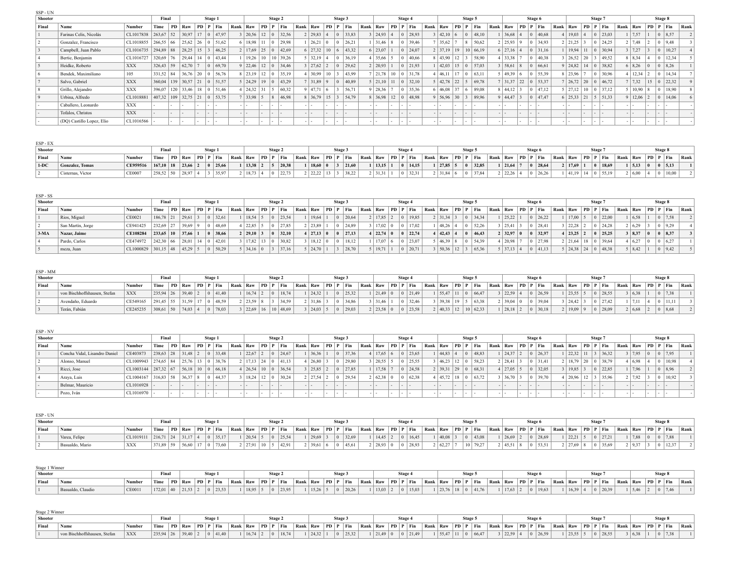SSP - UN

| Shooter | | | Final | | Stage 1 | | | | | Stage 2 | | | | | Stage 3 | | | | | Stage 4 | | | | | Stage 5 | | | | | Stage 6 | | | | | Stage 7 | | | | | Stage 8 | | | | |
|---|---|---|---|---|---|---|---|---|---|---|---|---|---|---|---|---|---|---|---|---|---|---|---|---|---|---|---|---|---|---|---|---|---|---|---|---|---|---|---|---|---|---|---|---|
| Final | Name | Number | Time | PD | Raw | PD | P | Fin | Rank | Raw | PD | P | Fin | Rank | Raw | PD | P | Fin | Rank | Raw | PD | P | Fin | Rank | Raw | PD | P | Fin | Rank | Raw | PD | P | Fin | Rank | Raw | PD | P | Fin | Rank | Raw | PD | P | Fin | Rank |
| 1 | Farinas Celis, Nicolás | CL1017838 | 263,67 | 52 | 30,97 | 17 | 0 | 47,97 | 3 | 20,56 | 12 | 0 | 32,56 | 2 | 29,83 | 4 | 0 | 33,83 | 3 | 24,93 | 4 | 0 | 28,93 | 3 | 42,10 | 6 | 0 | 48,10 | 1 | 36,68 | 4 | 0 | 40,68 | 4 | 19,03 | 4 | 0 | 23,03 | 1 | 7,57 | 1 | 0 | 8,57 | 2 |
| 2 | Gonzalez, Francisco | CL1018855 | 266,55 | 66 | 25,62 | 26 | 0 | 51,62 | 6 | 18,98 | 11 | 0 | 29,98 | 1 | 26,21 | 0 | 0 | 26,21 | 1 | 31,46 | 8 | 0 | 39,46 | 7 | 35,62 | 7 | 8 | 50,62 | 2 | 25,93 | 9 | 0 | 34,93 | 2 | 21,25 | 3 | 0 | 24,25 | 2 | 7,48 | 2 | 0 | 9,48 | 3 |
| 3 | Campbell, Juan Pablo | CL1016735 | 294,89 | 88 | 28,25 | 15 | 3 | 46,25 | 2 | 17,69 | 25 | 0 | 42,69 | 6 | 27,32 | 10 | 6 | 43,32 | 6 | 23,07 | 1 | 0 | 24,07 | 2 | 37,19 | 19 | 10 | 66,19 | 6 | 27,16 | 4 | 0 | 31,16 | 1 | 19,94 | 11 | 0 | 30,94 | 3 | 7,27 | 3 | 0 | 10,27 | 4 |
| 4 | Bertie, Benjamin | CL1016727 | 320,69 | 76 | 29,44 | 14 | 0 | 43,44 | 1 | 19,26 | 10 | 10 | 39,26 | 5 | 32,19 | 4 | 0 | 36,19 | 4 | 35,66 | 5 | 0 | 40,66 | 8 | 43,90 | 12 | 3 | 58,90 | 4 | 33,38 | 7 | 0 | 40,38 | 3 | 26,52 | 20 | 3 | 49,52 | 8 | 8,34 | 4 | 0 | 12,34 | 5 |
| 5 | Heidke, Roberto | XXX | 326,43 | 59 | 62,70 | 7 | 0 | 69,70 | 9 | 22,46 | 12 | 0 | 34,46 | 3 | 27,62 | 2 | 0 | 29,62 | 2 | 20,93 | 1 | 0 | 21,93 | 1 | 42,03 | 15 | 0 | 57,03 | 3 | 58,61 | 8 | 0 | 66,61 | 9 | 24,82 | 14 | 0 | 38,82 | 6 | 8,26 | 0 | 0 | 8,26 | 1 |
| 6 | Bendek, Maximiliano | 105 | 331,52 | 84 | 36,76 | 20 | 0 | 56,76 | 8 | 23,19 | 12 | 0 | 35,19 | 4 | 30,99 | 10 | 3 | 43,99 | 7 | 21,78 | 10 | 0 | 31,78 | 4 | 46,11 | 17 | 0 | 63,11 | 5 | 49,39 | 6 | 0 | 55,39 | 8 | 23,96 | 7 | 0 | 30,96 | 4 | 12,34 | 2 | 0 | 14,34 | 7 |
| 7 | Salvo, Gabriel | XXX | 360,04 | 139 | 30,57 | 21 | 0 | 51,57 | 5 | 24,29 | 19 | 0 | 43,29 | 7 | 31,89 | 9 | 0 | 40,89 | 5 | 21,10 | 11 | 0 | 32,10 | 5 | 42,78 | 22 | 5 | 69,78 | 7 | 31,37 | 22 | 0 | 53,37 | 7 | 26,72 | 20 | 0 | 46,72 | 7 | 7,32 | 15 | 0 | 22,32 | 9 |
| 8 | Grillo, Alejandro | XXX | 396,07 | 120 | 33,46 | 18 | 0 | 51,46 | 4 | 24,32 | 31 | 5 | 60,32 | 9 | 47,71 | 6 | 3 | 56,71 | 9 | 28,36 | 7 | 0 | 35,36 | 6 | 46,08 | 37 | 6 | 89,08 | 8 | 44,12 | 3 | 0 | 47,12 | 5 | 27,12 | 10 | 0 | 37,12 | 5 | 10,90 | 8 | 0 | 18,90 | 8 |
| 9 | Urbina, Alfredo | CL1018881 | 407,32 | 109 | 32,75 | 21 | 0 | 53,75 | 7 | 33,98 | 5 | 8 | 46,98 | 8 | 36,79 | 15 | 3 | 54,79 | 8 | 36,98 | 12 | 0 | 48,98 | 9 | 56,96 | 30 | 3 | 89,96 | 9 | 44,47 | 3 | 0 | 47,47 | 6 | 25,33 | 21 | 5 | 51,33 | 9 | 12,06 | 2 | 0 | 14,06 | 6 |
| - | Caballero, Leonardo | XXX | - | - | - | - | - | - | - | - | - | - | - | - | - | - | - | - | - | - | - | - | - | - | - | - | - | - | - | - | - | - | - | - | - | - | - | - | - | - | - | - | - | - |
| - | Tofalos, Christos | XXX | - | - | - | - | - | - | - | - | - | - | - | - | - | - | - | - | - | - | - | - | - | - | - | - | - | - | - | - | - | - | - | - | - | - | - | - | - | - | - | - | - | - |
| - | (DQ) Castillo Lopez, Elio | CL1016566 | - | - | - | - | - | - | - | - | - | - | - | - | - | - | - | - | - | - | - | - | - | - | - | - | - | - | - | - | - | - | - | - | - | - | - | - | - | - | - | - | - | - |

ESP - EX

| Shooter | | | Final | | Stage 1 | | | | | Stage 2 | | | | | Stage 3 | | | | | Stage 4 | | | | | Stage 5 | | | | | Stage 6 | | | | | Stage 7 | | | | | Stage 8 | | | | |
|---|---|---|---|---|---|---|---|---|---|---|---|---|---|---|---|---|---|---|---|---|---|---|---|---|---|---|---|---|---|---|---|---|---|---|---|---|---|---|---|---|---|---|---|---|
| Final | Name | Number | Time | PD | Raw | PD | P | Fin | Rank | Raw | PD | P | Fin | Rank | Raw | PD | P | Fin | Rank | Raw | PD | P | Fin | Rank | Raw | PD | P | Fin | Rank | Raw | PD | P | Fin | Rank | Raw | PD | P | Fin | Rank | Raw | PD | P | Fin | Rank |
| **1-DC** | **Gonzalez, Tomas** | **CE959516** | **167,10** | **18** | **23,66** | **2** | **0** | **25,66** | **1** | **13,38** | **2** | **5** | **20,38** | **1** | **18,60** | **0** | **3** | **21,60** | **1** | **13,15** | **1** | **0** | **14,15** | **1** | **27,85** | **5** | **0** | **32,85** | **1** | **21,64** | **7** | **0** | **28,64** | **2** | **17,69** | **1** | **0** | **18,69** | **1** | **5,13** | **0** | **0** | **5,13** | **1** |
| 2 | Cisternas, Victor | CE0007 | 258,52 | 50 | 28,97 | 4 | 3 | 35,97 | 2 | 18,73 | 4 | 0 | 22,73 | 2 | 22,22 | 13 | 3 | 38,22 | 2 | 31,31 | 1 | 0 | 32,31 | 2 | 31,84 | 6 | 0 | 37,84 | 2 | 22,26 | 4 | 0 | 26,26 | 1 | 41,19 | 14 | 0 | 55,19 | 2 | 6,00 | 4 | 0 | 10,00 | 2 |

ESP - SS

| Shooter | | | Final | | Stage 1 | | | | | Stage 2 | | | | | Stage 3 | | | | | Stage 4 | | | | | Stage 5 | | | | | Stage 6 | | | | | Stage 7 | | | | | Stage 8 | | | | |
|---|---|---|---|---|---|---|---|---|---|---|---|---|---|---|---|---|---|---|---|---|---|---|---|---|---|---|---|---|---|---|---|---|---|---|---|---|---|---|---|---|---|---|---|---|
| Final | Name | Number | Time | PD | Raw | PD | P | Fin | Rank | Raw | PD | P | Fin | Rank | Raw | PD | P | Fin | Rank | Raw | PD | P | Fin | Rank | Raw | PD | P | Fin | Rank | Raw | PD | P | Fin | Rank | Raw | PD | P | Fin | Rank | Raw | PD | P | Fin | Rank |
| 1 | Rios, Miguel | CE0021 | 186,78 | 21 | 29,61 | 3 | 0 | 32,61 | 1 | 18,54 | 5 | 0 | 23,54 | 1 | 19,64 | 1 | 0 | 20,64 | 2 | 17,85 | 2 | 0 | 19,85 | 2 | 31,34 | 3 | 0 | 34,34 | 1 | 25,22 | 1 | 0 | 26,22 | 1 | 17,00 | 5 | 0 | 22,00 | 1 | 6,58 | 1 | 0 | 7,58 | 2 |
| 2 | San Martin, Jorge | CE941425 | 232,69 | 27 | 39,69 | 9 | 0 | 48,69 | 4 | 22,85 | 5 | 0 | 27,85 | 2 | 23,89 | 1 | 0 | 24,89 | 3 | 17,02 | 0 | 0 | 17,02 | 1 | 48,26 | 4 | 0 | 52,26 | 3 | 25,41 | 3 | 0 | 28,41 | 3 | 22,28 | 2 | 0 | 24,28 | 2 | 6,29 | 3 | 0 | 9,29 | 4 |
| **3-MA** | **Nazar, Jaime** | **CE108284** | **233,65** | **10** | **37,66** | **1** | **0** | **38,66** | **2** | **29,10** | **3** | **0** | **32,10** | **4** | **27,13** | **0** | **0** | **27,13** | **4** | **22,74** | **0** | **0** | **22,74** | **4** | **42,43** | **4** | **0** | **46,43** | **2** | **32,97** | **0** | **0** | **32,97** | **4** | **23,25** | **2** | **0** | **25,25** | **3** | **8,37** | **0** | **0** | **8,37** | **3** |
| 4 | Pardo, Carlos | CE474972 | 242,30 | 66 | 28,01 | 14 | 0 | 42,01 | 3 | 17,82 | 13 | 0 | 30,82 | 3 | 18,12 | 0 | 0 | 18,12 | 1 | 17,07 | 6 | 0 | 23,07 | 3 | 46,39 | 8 | 0 | 54,39 | 4 | 20,98 | 7 | 0 | 27,98 | 2 | 21,64 | 18 | 0 | 39,64 | 4 | 6,27 | 0 | 0 | 6,27 | 1 |
| 5 | meza, Juan | CL1000829 | 301,15 | 48 | 45,29 | 5 | 0 | 50,29 | 5 | 34,16 | 0 | 3 | 37,16 | 5 | 24,70 | 1 | 3 | 28,70 | 5 | 19,71 | 1 | 0 | 20,71 | 3 | 50,36 | 12 | 3 | 65,36 | 5 | 37,13 | 4 | 0 | 41,13 | 5 | 24,38 | 24 | 0 | 48,38 | 5 | 8,42 | 1 | 0 | 9,42 | 5 |

ESP - MM

| Shooter | | | Final | | Stage 1 | | | | | Stage 2 | | | | | Stage 3 | | | | | Stage 4 | | | | | Stage 5 | | | | | Stage 6 | | | | | Stage 7 | | | | | Stage 8 | | | | |
|---|---|---|---|---|---|---|---|---|---|---|---|---|---|---|---|---|---|---|---|---|---|---|---|---|---|---|---|---|---|---|---|---|---|---|---|---|---|---|---|---|---|---|---|---|
| Final | Name | Number | Time | PD | Raw | PD | P | Fin | Rank | Raw | PD | P | Fin | Rank | Raw | PD | P | Fin | Rank | Raw | PD | P | Fin | Rank | Raw | PD | P | Fin | Rank | Raw | PD | P | Fin | Rank | Raw | PD | P | Fin | Rank | Raw | PD | P | Fin | Rank |
| 1 | von Bischhoffshausen, Stefan | XXX | 235,94 | 26 | 39,40 | 2 | 0 | 41,40 | 1 | 16,74 | 2 | 0 | 18,74 | 1 | 24,32 | 1 | 0 | 25,32 | 1 | 21,49 | 0 | 0 | 21,49 | 1 | 55,47 | 11 | 0 | 66,47 | 3 | 22,59 | 4 | 0 | 26,59 | 1 | 23,55 | 5 | 0 | 28,55 | 3 | 6,38 | 1 | 0 | 7,38 | 1 |
| 2 | Avendaño, Eduardo | CE549165 | 291,45 | 55 | 31,59 | 17 | 0 | 48,59 | 2 | 23,59 | 8 | 3 | 34,59 | 2 | 31,86 | 3 | 0 | 34,86 | 3 | 31,46 | 1 | 0 | 32,46 | 3 | 39,38 | 19 | 5 | 63,38 | 2 | 39,04 | 0 | 0 | 39,04 | 3 | 24,42 | 3 | 0 | 27,42 | 1 | 7,11 | 4 | 0 | 11,11 | 3 |
| 3 | Terán, Fabián | CE245235 | 308,61 | 50 | 74,03 | 4 | 0 | 78,03 | 3 | 22,69 | 16 | 10 | 48,69 | 3 | 24,03 | 5 | 0 | 29,03 | 2 | 23,58 | 0 | 0 | 23,58 | 2 | 40,33 | 12 | 10 | 62,33 | 1 | 28,18 | 2 | 0 | 30,18 | 2 | 19,09 | 9 | 0 | 28,09 | 2 | 6,68 | 2 | 0 | 8,68 | 2 |

ESP - NV

| Shooter | | | Final | | Stage 1 | | | | | Stage 2 | | | | | Stage 3 | | | | | Stage 4 | | | | | Stage 5 | | | | | Stage 6 | | | | | Stage 7 | | | | | Stage 8 | | | | |
|---|---|---|---|---|---|---|---|---|---|---|---|---|---|---|---|---|---|---|---|---|---|---|---|---|---|---|---|---|---|---|---|---|---|---|---|---|---|---|---|---|---|---|---|---|
| Final | Name | Number | Time | PD | Raw | PD | P | Fin | Rank | Raw | PD | P | Fin | Rank | Raw | PD | P | Fin | Rank | Raw | PD | P | Fin | Rank | Raw | PD | P | Fin | Rank | Raw | PD | P | Fin | Rank | Raw | PD | P | Fin | Rank | Raw | PD | P | Fin | Rank |
| 1 | Concha Vidal, Lisandro Daniel | CE403873 | 238,63 | 28 | 31,48 | 2 | 0 | 33,48 | 1 | 22,67 | 2 | 0 | 24,67 | 1 | 36,36 | 1 | 0 | 37,36 | 4 | 17,65 | 6 | 0 | 23,65 | 1 | 44,83 | 4 | 0 | 48,83 | 1 | 24,37 | 2 | 0 | 26,37 | 1 | 22,32 | 11 | 3 | 36,32 | 3 | 7,95 | 0 | 0 | 7,95 | 1 |
| 2 | Alonso, Manuel | CL1009943 | 274,65 | 84 | 25,76 | 13 | 0 | 38,76 | 2 | 17,13 | 24 | 0 | 41,13 | 4 | 26,80 | 3 | 0 | 29,80 | 3 | 20,55 | 5 | 0 | 25,55 | 3 | 46,23 | 12 | 0 | 58,23 | 2 | 28,41 | 3 | 0 | 31,41 | 2 | 18,79 | 20 | 0 | 38,79 | 4 | 6,98 | 4 | 0 | 10,98 | 4 |
| 3 | Ricci, Jose | CL1003144 | 287,32 | 67 | 56,18 | 10 | 0 | 66,18 | 4 | 26,54 | 10 | 0 | 36,54 | 3 | 25,85 | 2 | 0 | 27,85 | 1 | 17,58 | 7 | 0 | 24,58 | 2 | 39,31 | 29 | 0 | 68,31 | 4 | 27,05 | 5 | 0 | 32,05 | 3 | 19,85 | 3 | 0 | 22,85 | 1 | 7,96 | 1 | 0 | 8,96 | 2 |
| 4 | Araya, Luis | CL1004167 | 316,83 | 58 | 36,37 | 8 | 0 | 44,37 | 3 | 18,24 | 12 | 0 | 30,24 | 2 | 27,54 | 2 | 0 | 29,54 | 2 | 62,38 | 0 | 0 | 62,38 | 4 | 45,72 | 18 | 0 | 63,72 | 3 | 36,70 | 3 | 0 | 39,70 | 4 | 20,96 | 12 | 3 | 35,96 | 2 | 7,92 | 3 | 0 | 10,92 | 3 |
| - | Belmar, Mauricio | CL1016928 | - | - | - | - | - | - | - | - | - | - | - | - | - | - | - | - | - | - | - | - | - | - | - | - | - | - | - | - | - | - | - | - | - | - | - | - | - | - | - | - | - | - |
| - | Pozo, Iván | CL1016970 | - | - | - | - | - | - | - | - | - | - | - | - | - | - | - | - | - | - | - | - | - | - | - | - | - | - | - | - | - | - | - | - | - | - | - | - | - | - | - | - | - | - |

ESP - UN

| Shooter | | | Final | | Stage 1 | | | | | Stage 2 | | | | | Stage 3 | | | | | Stage 4 | | | | | Stage 5 | | | | | Stage 6 | | | | | Stage 7 | | | | | Stage 8 | | | | |
|---|---|---|---|---|---|---|---|---|---|---|---|---|---|---|---|---|---|---|---|---|---|---|---|---|---|---|---|---|---|---|---|---|---|---|---|---|---|---|---|---|---|---|---|---|
| Final | Name | Number | Time | PD | Raw | PD | P | Fin | Rank | Raw | PD | P | Fin | Rank | Raw | PD | P | Fin | Rank | Raw | PD | P | Fin | Rank | Raw | PD | P | Fin | Rank | Raw | PD | P | Fin | Rank | Raw | PD | P | Fin | Rank | Raw | PD | P | Fin | Rank |
| 1 | Varea, Felipe | CL1019111 | 216,71 | 24 | 31,17 | 4 | 0 | 35,17 | 1 | 20,54 | 5 | 0 | 25,54 | 1 | 29,69 | 3 | 0 | 32,69 | 1 | 14,45 | 2 | 0 | 16,45 | 1 | 40,08 | 3 | 0 | 43,08 | 1 | 26,69 | 2 | 0 | 28,69 | 1 | 22,21 | 5 | 0 | 27,21 | 1 | 7,88 | 0 | 0 | 7,88 | 1 |
| 2 | Basualdo, Mario | XXX | 371,89 | 59 | 56,60 | 17 | 0 | 73,60 | 2 | 27,91 | 10 | 5 | 42,91 | 2 | 39,61 | 6 | 0 | 45,61 | 2 | 28,93 | 0 | 0 | 28,93 | 2 | 62,27 | 7 | 10 | 79,27 | 2 | 45,51 | 8 | 0 | 53,51 | 2 | 27,69 | 8 | 0 | 35,69 | 2 | 9,37 | 3 | 0 | 12,37 | 2 |

Stage 1 Winner

| Shooter | | | Final | | Stage 1 | | | | | Stage 2 | | | | | Stage 3 | | | | | Stage 4 | | | | | Stage 5 | | | | | Stage 6 | | | | | Stage 7 | | | | | Stage 8 | | | | |
|---|---|---|---|---|---|---|---|---|---|---|---|---|---|---|---|---|---|---|---|---|---|---|---|---|---|---|---|---|---|---|---|---|---|---|---|---|---|---|---|---|---|---|---|---|
| Final | Name | Number | Time | PD | Raw | PD | P | Fin | Rank | Raw | PD | P | Fin | Rank | Raw | PD | P | Fin | Rank | Raw | PD | P | Fin | Rank | Raw | PD | P | Fin | Rank | Raw | PD | P | Fin | Rank | Raw | PD | P | Fin | Rank | Raw | PD | P | Fin | Rank |
| 1 | Basualdo, Claudio | CE0011 | 172,01 | 40 | 21,53 | 2 | 0 | 23,53 | 1 | 18,95 | 5 | 0 | 23,95 | 1 | 15,26 | 5 | 0 | 20,26 | 1 | 13,03 | 2 | 0 | 15,03 | 1 | 23,76 | 18 | 0 | 41,76 | 1 | 17,63 | 2 | 0 | 19,63 | 1 | 16,39 | 4 | 0 | 20,39 | 1 | 5,46 | 2 | 0 | 7,46 | 1 |

Stage 2 Winner

| Shooter | | | Final | | Stage 1 | | | | | Stage 2 | | | | | Stage 3 | | | | | Stage 4 | | | | | Stage 5 | | | | | Stage 6 | | | | | Stage 7 | | | | | Stage 8 | | | | |
|---|---|---|---|---|---|---|---|---|---|---|---|---|---|---|---|---|---|---|---|---|---|---|---|---|---|---|---|---|---|---|---|---|---|---|---|---|---|---|---|---|---|---|---|---|
| Final | Name | Number | Time | PD | Raw | PD | P | Fin | Rank | Raw | PD | P | Fin | Rank | Raw | PD | P | Fin | Rank | Raw | PD | P | Fin | Rank | Raw | PD | P | Fin | Rank | Raw | PD | P | Fin | Rank | Raw | PD | P | Fin | Rank | Raw | PD | P | Fin | Rank |
| 1 | von Bischhoffshausen, Stefan | XXX | 235,94 | 26 | 39,40 | 2 | 0 | 41,40 | 1 | 16,74 | 2 | 0 | 18,74 | 1 | 24,32 | 1 | 0 | 25,32 | 1 | 21,49 | 0 | 0 | 21,49 | 1 | 55,47 | 11 | 0 | 66,47 | 3 | 22,59 | 4 | 0 | 26,59 | 1 | 23,55 | 5 | 0 | 28,55 | 3 | 6,38 | 1 | 0 | 7,38 | 1 |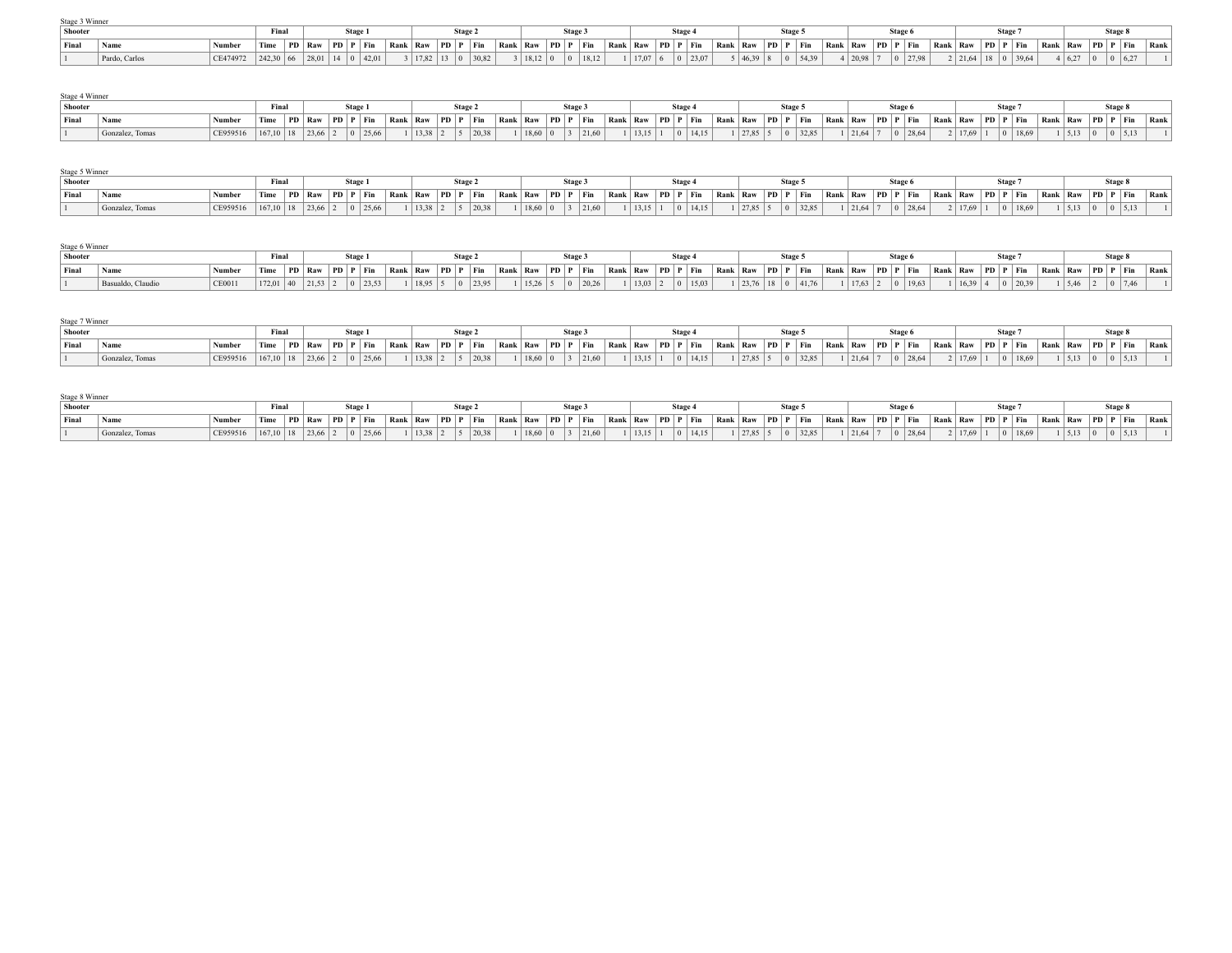Stage 3 Winner

| Shooter | | | Final | | Stage 1 | | | | | Stage 2 | | | | | Stage 3 | | | | | Stage 4 | | | | | Stage 5 | | | | | Stage 6 | | | | | Stage 7 | | | | | Stage 8 | | | | |
|---|---|---|---|---|---|---|---|---|---|---|---|---|---|---|---|---|---|---|---|---|---|---|---|---|---|---|---|---|---|---|---|---|---|---|---|---|---|---|---|---|---|---|---|---|
| Final | Name | Number | Time | PD | Raw | PD | P | Fin | Rank | Raw | PD | P | Fin | Rank | Raw | PD | P | Fin | Rank | Raw | PD | P | Fin | Rank | Raw | PD | P | Fin | Rank | Raw | PD | P | Fin | Rank | Raw | PD | P | Fin | Rank | Raw | PD | P | Fin | Rank |
| 1 | Pardo, Carlos | CE474972 | 242,30 | 66 | 28,01 | 14 | 0 | 42,01 | 3 | 17,82 | 13 | 0 | 30,82 | 3 | 18,12 | 0 | 0 | 18,12 | 1 | 17,07 | 6 | 0 | 23,07 | 5 | 46,39 | 8 | 0 | 54,39 | 4 | 20,98 | 7 | 0 | 27,98 | 2 | 21,64 | 18 | 0 | 39,64 | 4 | 6,27 | 0 | 0 | 6,27 | 1 |

Stage 4 Winner

| Shooter | | | Final | | Stage 1 | | | | | Stage 2 | | | | | Stage 3 | | | | | Stage 4 | | | | | Stage 5 | | | | | Stage 6 | | | | | Stage 7 | | | | | Stage 8 | | | | |
|---|---|---|---|---|---|---|---|---|---|---|---|---|---|---|---|---|---|---|---|---|---|---|---|---|---|---|---|---|---|---|---|---|---|---|---|---|---|---|---|---|---|---|---|---|
| Final | Name | Number | Time | PD | Raw | PD | P | Fin | Rank | Raw | PD | P | Fin | Rank | Raw | PD | P | Fin | Rank | Raw | PD | P | Fin | Rank | Raw | PD | P | Fin | Rank | Raw | PD | P | Fin | Rank | Raw | PD | P | Fin | Rank | Raw | PD | P | Fin | Rank |
| 1 | Gonzalez, Tomas | CE959516 | 167,10 | 18 | 23,66 | 2 | 0 | 25,66 | 1 | 13,38 | 2 | 5 | 20,38 | 1 | 18,60 | 0 | 3 | 21,60 | 1 | 13,15 | 1 | 0 | 14,15 | 1 | 27,85 | 5 | 0 | 32,85 | 1 | 21,64 | 7 | 0 | 28,64 | 2 | 17,69 | 1 | 0 | 18,69 | 1 | 5,13 | 0 | 0 | 5,13 | 1 |

Stage 5 Winner

| Shooter | | | Final | | Stage 1 | | | | | Stage 2 | | | | | Stage 3 | | | | | Stage 4 | | | | | Stage 5 | | | | | Stage 6 | | | | | Stage 7 | | | | | Stage 8 | | | | |
|---|---|---|---|---|---|---|---|---|---|---|---|---|---|---|---|---|---|---|---|---|---|---|---|---|---|---|---|---|---|---|---|---|---|---|---|---|---|---|---|---|---|---|---|---|
| Final | Name | Number | Time | PD | Raw | PD | P | Fin | Rank | Raw | PD | P | Fin | Rank | Raw | PD | P | Fin | Rank | Raw | PD | P | Fin | Rank | Raw | PD | P | Fin | Rank | Raw | PD | P | Fin | Rank | Raw | PD | P | Fin | Rank | Raw | PD | P | Fin | Rank |
| 1 | Gonzalez, Tomas | CE959516 | 167,10 | 18 | 23,66 | 2 | 0 | 25,66 | 1 | 13,38 | 2 | 5 | 20,38 | 1 | 18,60 | 0 | 3 | 21,60 | 1 | 13,15 | 1 | 0 | 14,15 | 1 | 27,85 | 5 | 0 | 32,85 | 1 | 21,64 | 7 | 0 | 28,64 | 2 | 17,69 | 1 | 0 | 18,69 | 1 | 5,13 | 0 | 0 | 5,13 | 1 |

Stage 6 Winner

| Shooter | | | Final | | Stage 1 | | | | | Stage 2 | | | | | Stage 3 | | | | | Stage 4 | | | | | Stage 5 | | | | | Stage 6 | | | | | Stage 7 | | | | | Stage 8 | | | | |
|---|---|---|---|---|---|---|---|---|---|---|---|---|---|---|---|---|---|---|---|---|---|---|---|---|---|---|---|---|---|---|---|---|---|---|---|---|---|---|---|---|---|---|---|---|
| Final | Name | Number | Time | PD | Raw | PD | P | Fin | Rank | Raw | PD | P | Fin | Rank | Raw | PD | P | Fin | Rank | Raw | PD | P | Fin | Rank | Raw | PD | P | Fin | Rank | Raw | PD | P | Fin | Rank | Raw | PD | P | Fin | Rank | Raw | PD | P | Fin | Rank |
| 1 | Basualdo, Claudio | CE0011 | 172,01 | 40 | 21,53 | 2 | 0 | 23,53 | 1 | 18,95 | 5 | 0 | 23,95 | 1 | 15,26 | 5 | 0 | 20,26 | 1 | 13,03 | 2 | 0 | 15,03 | 1 | 23,76 | 18 | 0 | 41,76 | 1 | 17,63 | 2 | 0 | 19,63 | 1 | 16,39 | 4 | 0 | 20,39 | 1 | 5,46 | 2 | 0 | 7,46 | 1 |

Stage 7 Winner

| Shooter | | | Final | | Stage 1 | | | | | Stage 2 | | | | | Stage 3 | | | | | Stage 4 | | | | | Stage 5 | | | | | Stage 6 | | | | | Stage 7 | | | | | Stage 8 | | | | |
|---|---|---|---|---|---|---|---|---|---|---|---|---|---|---|---|---|---|---|---|---|---|---|---|---|---|---|---|---|---|---|---|---|---|---|---|---|---|---|---|---|---|---|---|---|
| Final | Name | Number | Time | PD | Raw | PD | P | Fin | Rank | Raw | PD | P | Fin | Rank | Raw | PD | P | Fin | Rank | Raw | PD | P | Fin | Rank | Raw | PD | P | Fin | Rank | Raw | PD | P | Fin | Rank | Raw | PD | P | Fin | Rank | Raw | PD | P | Fin | Rank |
| 1 | Gonzalez, Tomas | CE959516 | 167,10 | 18 | 23,66 | 2 | 0 | 25,66 | 1 | 13,38 | 2 | 5 | 20,38 | 1 | 18,60 | 0 | 3 | 21,60 | 1 | 13,15 | 1 | 0 | 14,15 | 1 | 27,85 | 5 | 0 | 32,85 | 1 | 21,64 | 7 | 0 | 28,64 | 2 | 17,69 | 1 | 0 | 18,69 | 1 | 5,13 | 0 | 0 | 5,13 | 1 |

Stage 8 Winner

| Shooter | | | Final | | Stage 1 | | | | | Stage 2 | | | | | Stage 3 | | | | | Stage 4 | | | | | Stage 5 | | | | | Stage 6 | | | | | Stage 7 | | | | | Stage 8 | | | | |
|---|---|---|---|---|---|---|---|---|---|---|---|---|---|---|---|---|---|---|---|---|---|---|---|---|---|---|---|---|---|---|---|---|---|---|---|---|---|---|---|---|---|---|---|---|
| Final | Name | Number | Time | PD | Raw | PD | P | Fin | Rank | Raw | PD | P | Fin | Rank | Raw | PD | P | Fin | Rank | Raw | PD | P | Fin | Rank | Raw | PD | P | Fin | Rank | Raw | PD | P | Fin | Rank | Raw | PD | P | Fin | Rank | Raw | PD | P | Fin | Rank |
| 1 | Gonzalez, Tomas | CE959516 | 167,10 | 18 | 23,66 | 2 | 0 | 25,66 | 1 | 13,38 | 2 | 5 | 20,38 | 1 | 18,60 | 0 | 3 | 21,60 | 1 | 13,15 | 1 | 0 | 14,15 | 1 | 27,85 | 5 | 0 | 32,85 | 1 | 21,64 | 7 | 0 | 28,64 | 2 | 17,69 | 1 | 0 | 18,69 | 1 | 5,13 | 0 | 0 | 5,13 | 1 |